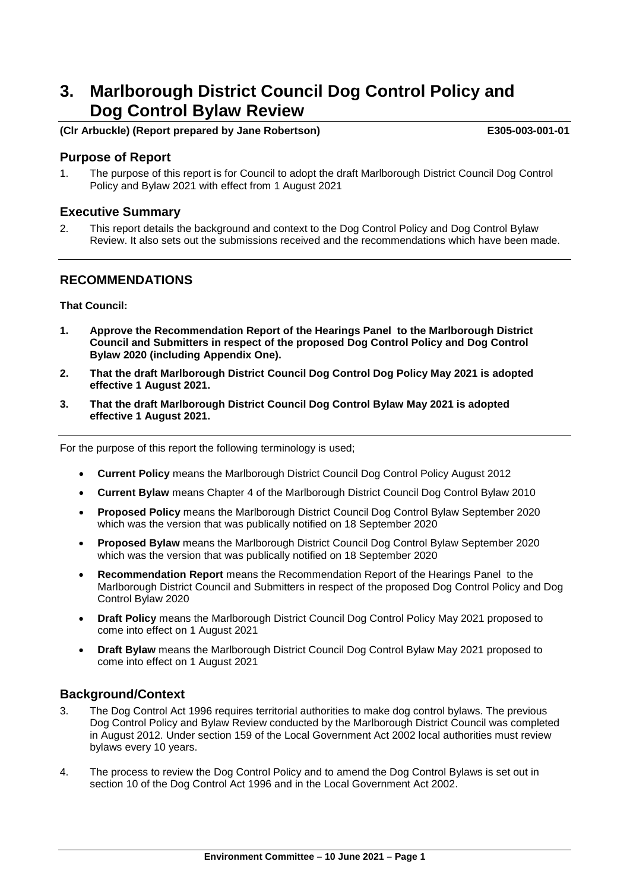# 3. Marlborough District Council Dog Control Policy and Dog Control Bylaw Review

**(Clr Arbuckle) (Report prepared by Jane Robertson)** **E305-003-001-01**

## Purpose of Report

1. The purpose of this report is for Council to adopt the draft Marlborough District Council Dog Control Policy and Bylaw 2021 with effect from 1 August 2021

## Executive Summary

2. This report details the background and context to the Dog Control Policy and Dog Control Bylaw Review. It also sets out the submissions received and the recommendations which have been made.

---

## RECOMMENDATIONS

**That Council:**

1. **Approve the Recommendation Report of the Hearings Panel to the Marlborough District Council and Submitters in respect of the proposed Dog Control Policy and Dog Control Bylaw 2020 (including Appendix One).**
2. **That the draft Marlborough District Council Dog Control Dog Policy May 2021 is adopted effective 1 August 2021.**
3. **That the draft Marlborough District Council Dog Control Bylaw May 2021 is adopted effective 1 August 2021.**

---

For the purpose of this report the following terminology is used;

- **Current Policy** means the Marlborough District Council Dog Control Policy August 2012
- **Current Bylaw** means Chapter 4 of the Marlborough District Council Dog Control Bylaw 2010
- **Proposed Policy** means the Marlborough District Council Dog Control Bylaw September 2020 which was the version that was publically notified on 18 September 2020
- **Proposed Bylaw** means the Marlborough District Council Dog Control Bylaw September 2020 which was the version that was publically notified on 18 September 2020
- **Recommendation Report** means the Recommendation Report of the Hearings Panel to the Marlborough District Council and Submitters in respect of the proposed Dog Control Policy and Dog Control Bylaw 2020
- **Draft Policy** means the Marlborough District Council Dog Control Policy May 2021 proposed to come into effect on 1 August 2021
- **Draft Bylaw** means the Marlborough District Council Dog Control Bylaw May 2021 proposed to come into effect on 1 August 2021

## Background/Context

3. The Dog Control Act 1996 requires territorial authorities to make dog control bylaws. The previous Dog Control Policy and Bylaw Review conducted by the Marlborough District Council was completed in August 2012. Under section 159 of the Local Government Act 2002 local authorities must review bylaws every 10 years.

4. The process to review the Dog Control Policy and to amend the Dog Control Bylaws is set out in section 10 of the Dog Control Act 1996 and in the Local Government Act 2002.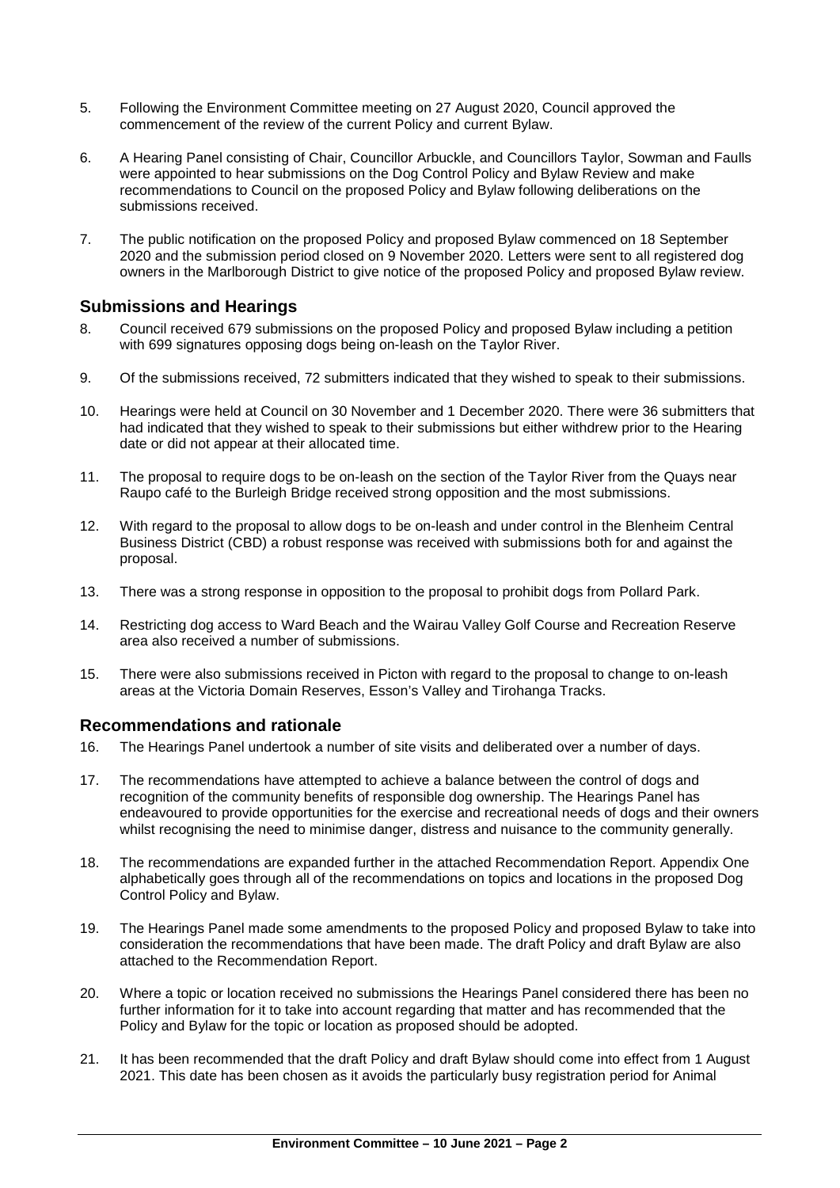5. Following the Environment Committee meeting on 27 August 2020, Council approved the commencement of the review of the current Policy and current Bylaw.

6. A Hearing Panel consisting of Chair, Councillor Arbuckle, and Councillors Taylor, Sowman and Faulls were appointed to hear submissions on the Dog Control Policy and Bylaw Review and make recommendations to Council on the proposed Policy and Bylaw following deliberations on the submissions received.

7. The public notification on the proposed Policy and proposed Bylaw commenced on 18 September 2020 and the submission period closed on 9 November 2020. Letters were sent to all registered dog owners in the Marlborough District to give notice of the proposed Policy and proposed Bylaw review.

## Submissions and Hearings

8. Council received 679 submissions on the proposed Policy and proposed Bylaw including a petition with 699 signatures opposing dogs being on-leash on the Taylor River.

9. Of the submissions received, 72 submitters indicated that they wished to speak to their submissions.

10. Hearings were held at Council on 30 November and 1 December 2020. There were 36 submitters that had indicated that they wished to speak to their submissions but either withdrew prior to the Hearing date or did not appear at their allocated time.

11. The proposal to require dogs to be on-leash on the section of the Taylor River from the Quays near Raupo café to the Burleigh Bridge received strong opposition and the most submissions.

12. With regard to the proposal to allow dogs to be on-leash and under control in the Blenheim Central Business District (CBD) a robust response was received with submissions both for and against the proposal.

13. There was a strong response in opposition to the proposal to prohibit dogs from Pollard Park.

14. Restricting dog access to Ward Beach and the Wairau Valley Golf Course and Recreation Reserve area also received a number of submissions.

15. There were also submissions received in Picton with regard to the proposal to change to on-leash areas at the Victoria Domain Reserves, Esson's Valley and Tirohanga Tracks.

## Recommendations and rationale

16. The Hearings Panel undertook a number of site visits and deliberated over a number of days.

17. The recommendations have attempted to achieve a balance between the control of dogs and recognition of the community benefits of responsible dog ownership. The Hearings Panel has endeavoured to provide opportunities for the exercise and recreational needs of dogs and their owners whilst recognising the need to minimise danger, distress and nuisance to the community generally.

18. The recommendations are expanded further in the attached Recommendation Report. Appendix One alphabetically goes through all of the recommendations on topics and locations in the proposed Dog Control Policy and Bylaw.

19. The Hearings Panel made some amendments to the proposed Policy and proposed Bylaw to take into consideration the recommendations that have been made. The draft Policy and draft Bylaw are also attached to the Recommendation Report.

20. Where a topic or location received no submissions the Hearings Panel considered there has been no further information for it to take into account regarding that matter and has recommended that the Policy and Bylaw for the topic or location as proposed should be adopted.

21. It has been recommended that the draft Policy and draft Bylaw should come into effect from 1 August 2021. This date has been chosen as it avoids the particularly busy registration period for Animal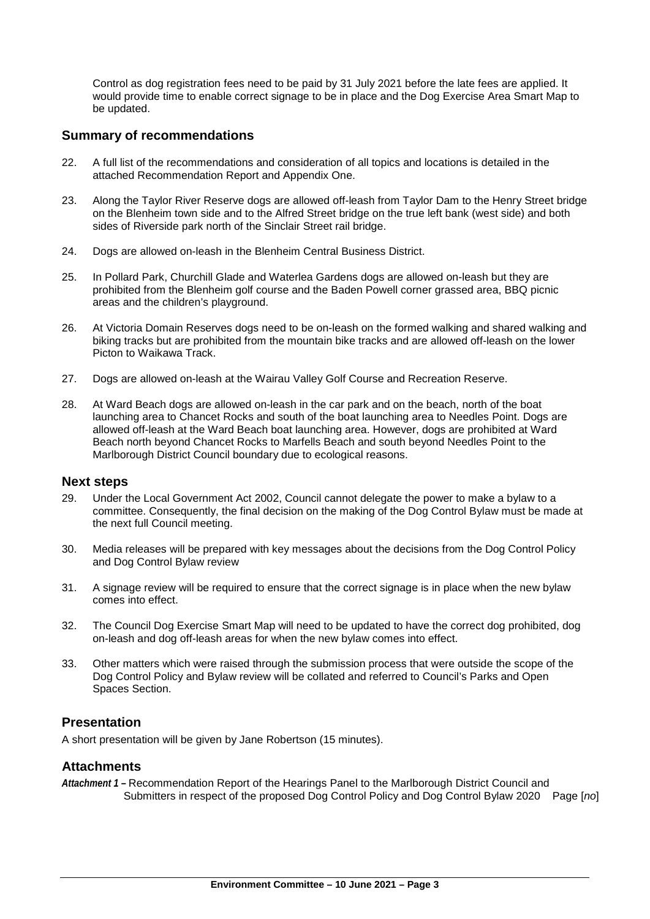Control as dog registration fees need to be paid by 31 July 2021 before the late fees are applied. It would provide time to enable correct signage to be in place and the Dog Exercise Area Smart Map to be updated.

## Summary of recommendations

22. A full list of the recommendations and consideration of all topics and locations is detailed in the attached Recommendation Report and Appendix One.

23. Along the Taylor River Reserve dogs are allowed off-leash from Taylor Dam to the Henry Street bridge on the Blenheim town side and to the Alfred Street bridge on the true left bank (west side) and both sides of Riverside park north of the Sinclair Street rail bridge.

24. Dogs are allowed on-leash in the Blenheim Central Business District.

25. In Pollard Park, Churchill Glade and Waterlea Gardens dogs are allowed on-leash but they are prohibited from the Blenheim golf course and the Baden Powell corner grassed area, BBQ picnic areas and the children's playground.

26. At Victoria Domain Reserves dogs need to be on-leash on the formed walking and shared walking and biking tracks but are prohibited from the mountain bike tracks and are allowed off-leash on the lower Picton to Waikawa Track.

27. Dogs are allowed on-leash at the Wairau Valley Golf Course and Recreation Reserve.

28. At Ward Beach dogs are allowed on-leash in the car park and on the beach, north of the boat launching area to Chancet Rocks and south of the boat launching area to Needles Point. Dogs are allowed off-leash at the Ward Beach boat launching area. However, dogs are prohibited at Ward Beach north beyond Chancet Rocks to Marfells Beach and south beyond Needles Point to the Marlborough District Council boundary due to ecological reasons.

## Next steps

29. Under the Local Government Act 2002, Council cannot delegate the power to make a bylaw to a committee. Consequently, the final decision on the making of the Dog Control Bylaw must be made at the next full Council meeting.

30. Media releases will be prepared with key messages about the decisions from the Dog Control Policy and Dog Control Bylaw review

31. A signage review will be required to ensure that the correct signage is in place when the new bylaw comes into effect.

32. The Council Dog Exercise Smart Map will need to be updated to have the correct dog prohibited, dog on-leash and dog off-leash areas for when the new bylaw comes into effect.

33. Other matters which were raised through the submission process that were outside the scope of the Dog Control Policy and Bylaw review will be collated and referred to Council's Parks and Open Spaces Section.

## Presentation

A short presentation will be given by Jane Robertson (15 minutes).

## Attachments

***Attachment 1 –*** Recommendation Report of the Hearings Panel to the Marlborough District Council and Submitters in respect of the proposed Dog Control Policy and Dog Control Bylaw 2020 Page [*no*]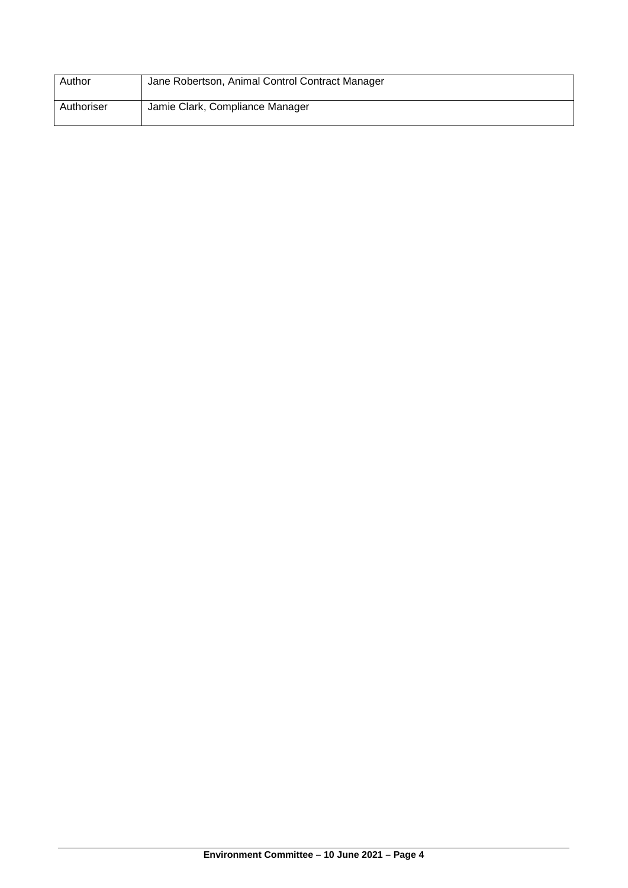| Author | Jane Robertson, Animal Control Contract Manager |
| --- | --- |
| Authoriser | Jamie Clark, Compliance Manager |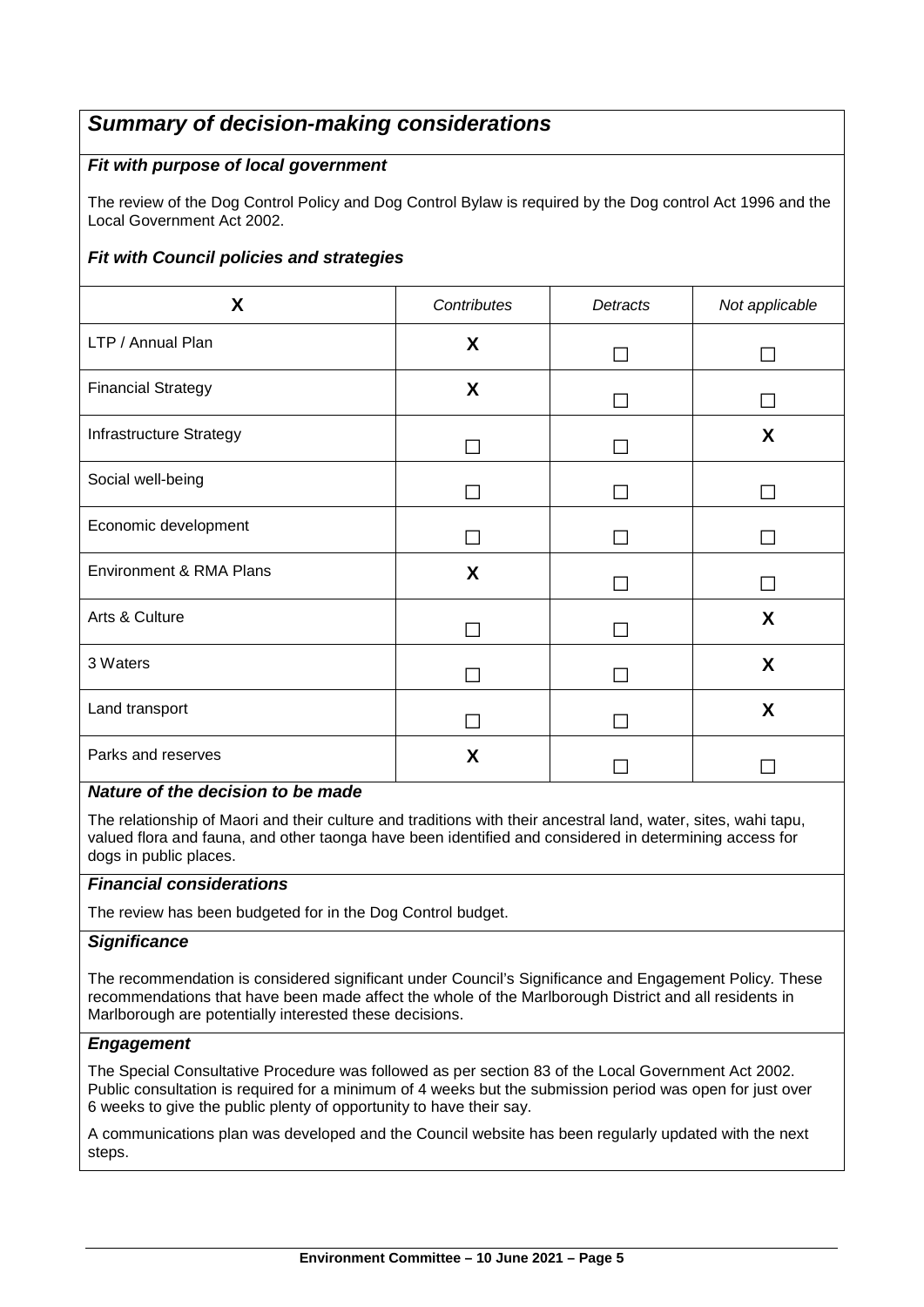## *Summary of decision-making considerations*

### *Fit with purpose of local government*

The review of the Dog Control Policy and Dog Control Bylaw is required by the Dog control Act 1996 and the Local Government Act 2002.

### *Fit with Council policies and strategies*

| X | *Contributes* | *Detracts* | *Not applicable* |
|---|---|---|---|
| LTP / Annual Plan | X | ☐ | ☐ |
| Financial Strategy | X | ☐ | ☐ |
| Infrastructure Strategy | ☐ | ☐ | X |
| Social well-being | ☐ | ☐ | ☐ |
| Economic development | ☐ | ☐ | ☐ |
| Environment & RMA Plans | X | ☐ | ☐ |
| Arts & Culture | ☐ | ☐ | X |
| 3 Waters | ☐ | ☐ | X |
| Land transport | ☐ | ☐ | X |
| Parks and reserves | X | ☐ | ☐ |

### *Nature of the decision to be made*

The relationship of Maori and their culture and traditions with their ancestral land, water, sites, wahi tapu, valued flora and fauna, and other taonga have been identified and considered in determining access for dogs in public places.

### *Financial considerations*

The review has been budgeted for in the Dog Control budget.

### *Significance*

The recommendation is considered significant under Council's Significance and Engagement Policy. These recommendations that have been made affect the whole of the Marlborough District and all residents in Marlborough are potentially interested these decisions.

### *Engagement*

The Special Consultative Procedure was followed as per section 83 of the Local Government Act 2002. Public consultation is required for a minimum of 4 weeks but the submission period was open for just over 6 weeks to give the public plenty of opportunity to have their say.

A communications plan was developed and the Council website has been regularly updated with the next steps.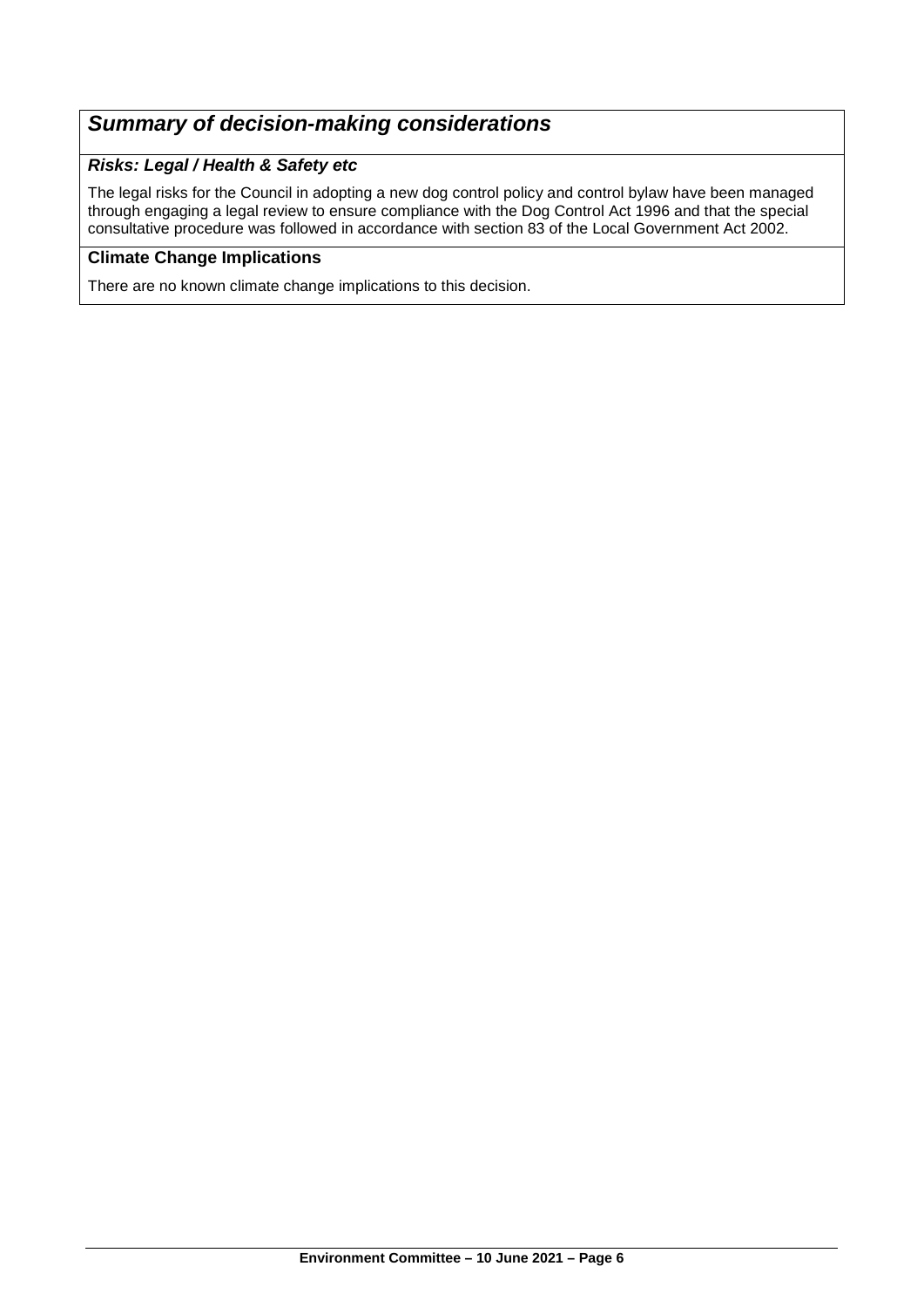## *Summary of decision-making considerations*

### *Risks: Legal / Health & Safety etc*

The legal risks for the Council in adopting a new dog control policy and control bylaw have been managed through engaging a legal review to ensure compliance with the Dog Control Act 1996 and that the special consultative procedure was followed in accordance with section 83 of the Local Government Act 2002.

### Climate Change Implications

There are no known climate change implications to this decision.